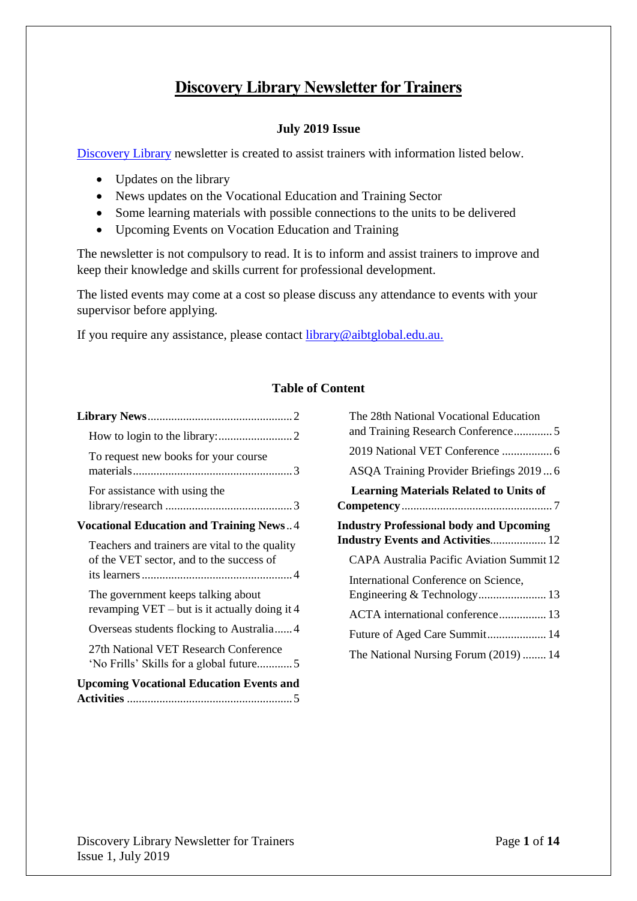# Discovery Library Newsletter for Trainers

**July 2019 Issue**

Discovery Library newsletter is created to assist trainers with information listed below.

- Updates on the library
- News updates on the Vocational Education and Training Sector
- Some learning materials with possible connections to the units to be delivered
- Upcoming Events on Vocation Education and Training

The newsletter is not compulsory to read. It is to inform and assist trainers to improve and keep their knowledge and skills current for professional development.

The listed events may come at a cost so please discuss any attendance to events with your supervisor before applying.

If you require any assistance, please contact library@aibtglobal.edu.au.

**Table of Content**

**Library News** ..... 2
- How to login to the library: ..... 2
- To request new books for your course materials ..... 3
- For assistance with using the library/research ..... 3

**Vocational Education and Training News** ..... 4
- Teachers and trainers are vital to the quality of the VET sector, and to the success of its learners ..... 4
- The government keeps talking about revamping VET – but is it actually doing it ..... 4
- Overseas students flocking to Australia ..... 4
- 27th National VET Research Conference 'No Frills' Skills for a global future ..... 5

**Upcoming Vocational Education Events and Activities** ..... 5
- The 28th National Vocational Education and Training Research Conference ..... 5
- 2019 National VET Conference ..... 6
- ASQA Training Provider Briefings 2019 ..... 6

**Learning Materials Related to Units of Competency** ..... 7

**Industry Professional body and Upcoming Industry Events and Activities** ..... 12
- CAPA Australia Pacific Aviation Summit ..... 12
- International Conference on Science, Engineering & Technology ..... 13
- ACTA international conference ..... 13
- Future of Aged Care Summit ..... 14
- The National Nursing Forum (2019) ..... 14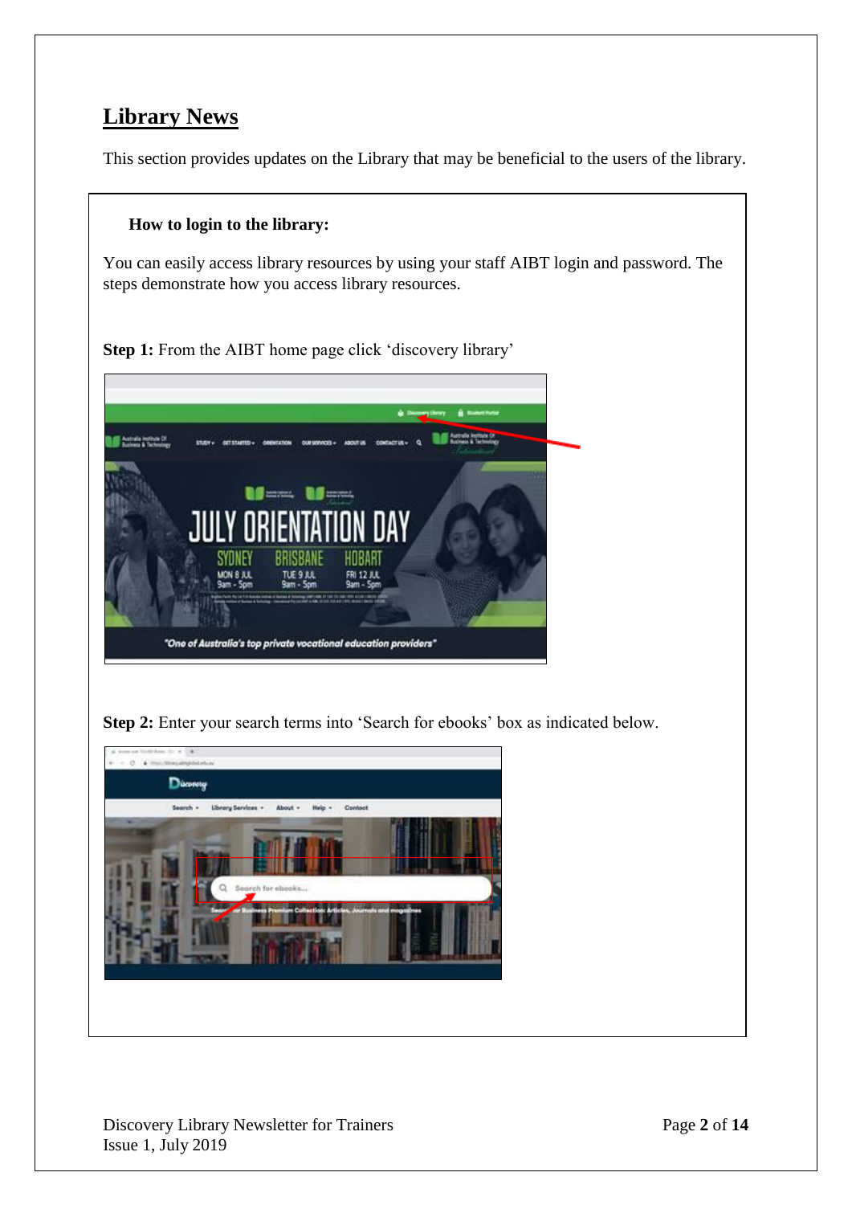## Library News

This section provides updates on the Library that may be beneficial to the users of the library.

**How to login to the library:**

You can easily access library resources by using your staff AIBT login and password. The steps demonstrate how you access library resources.

**Step 1:** From the AIBT home page click 'discovery library'

**Step 2:** Enter your search terms into 'Search for ebooks' box as indicated below.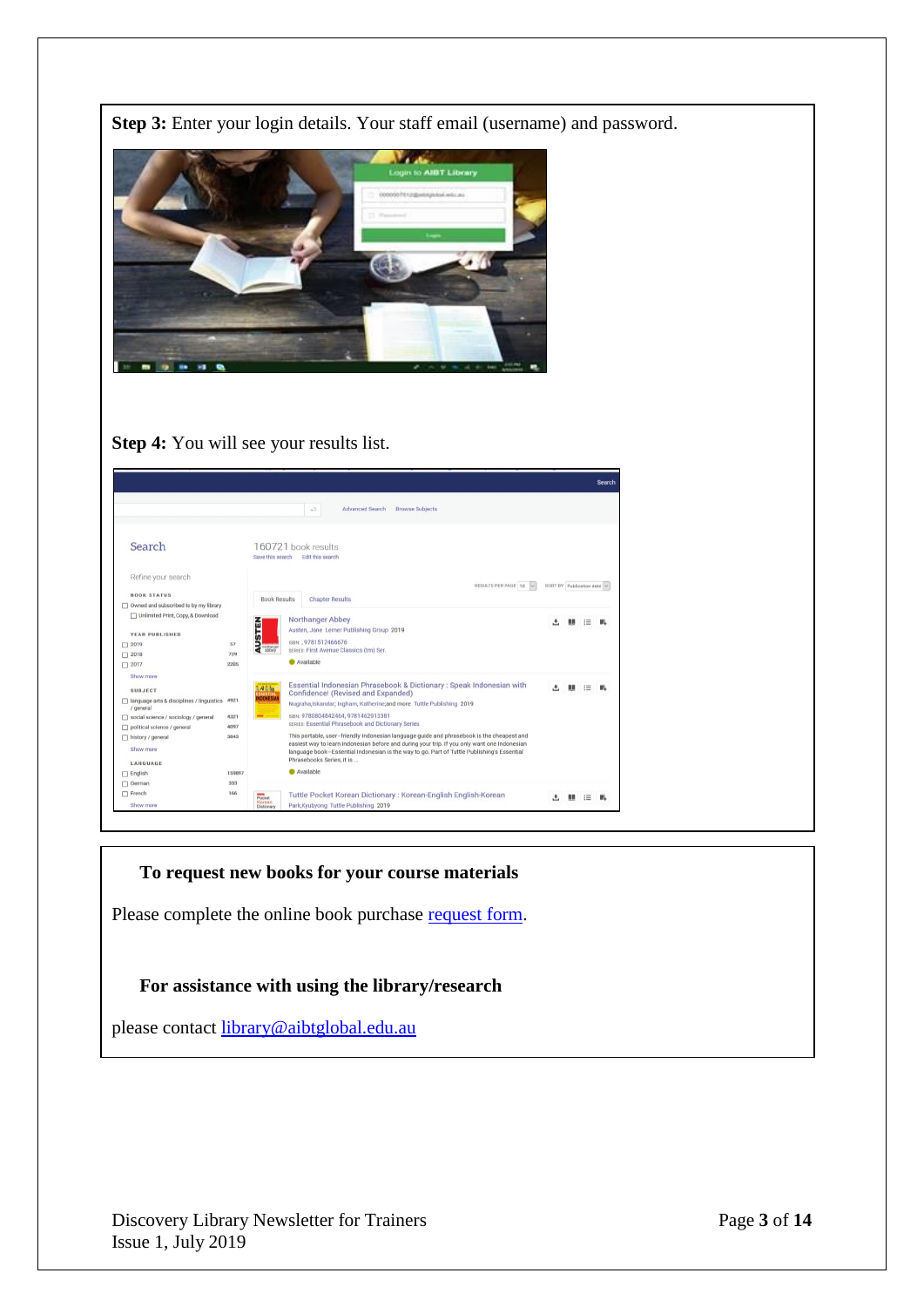**Step 3:** Enter your login details. Your staff email (username) and password.

**Step 4:** You will see your results list.

**To request new books for your course materials**

Please complete the online book purchase [request form](request form).

**For assistance with using the library/research**

please contact [library@aibtglobal.edu.au](mailto:library@aibtglobal.edu.au)

Discovery Library Newsletter for Trainers
Issue 1, July 2019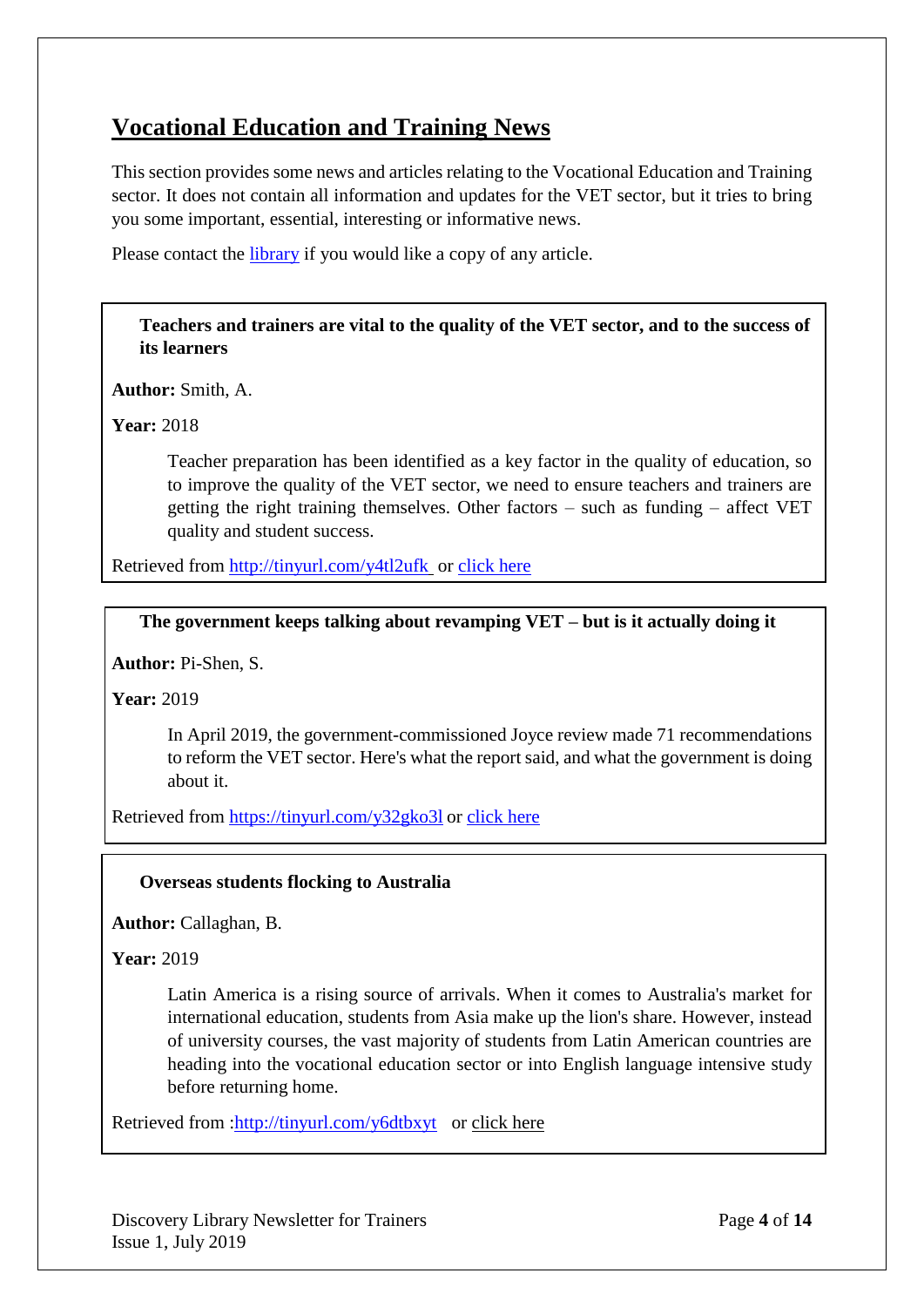# Vocational Education and Training News

This section provides some news and articles relating to the Vocational Education and Training sector. It does not contain all information and updates for the VET sector, but it tries to bring you some important, essential, interesting or informative news.

Please contact the library if you would like a copy of any article.

---

**Teachers and trainers are vital to the quality of the VET sector, and to the success of its learners**

**Author:** Smith, A.

**Year:** 2018

> Teacher preparation has been identified as a key factor in the quality of education, so to improve the quality of the VET sector, we need to ensure teachers and trainers are getting the right training themselves. Other factors – such as funding – affect VET quality and student success.

Retrieved from http://tinyurl.com/y4tl2ufk or click here

---

**The government keeps talking about revamping VET – but is it actually doing it**

**Author:** Pi-Shen, S.

**Year:** 2019

> In April 2019, the government-commissioned Joyce review made 71 recommendations to reform the VET sector. Here's what the report said, and what the government is doing about it.

Retrieved from https://tinyurl.com/y32gko3l or click here

---

**Overseas students flocking to Australia**

**Author:** Callaghan, B.

**Year:** 2019

> Latin America is a rising source of arrivals. When it comes to Australia's market for international education, students from Asia make up the lion's share. However, instead of university courses, the vast majority of students from Latin American countries are heading into the vocational education sector or into English language intensive study before returning home.

Retrieved from :http://tinyurl.com/y6dtbxyt or click here

Discovery Library Newsletter for Trainers
Issue 1, July 2019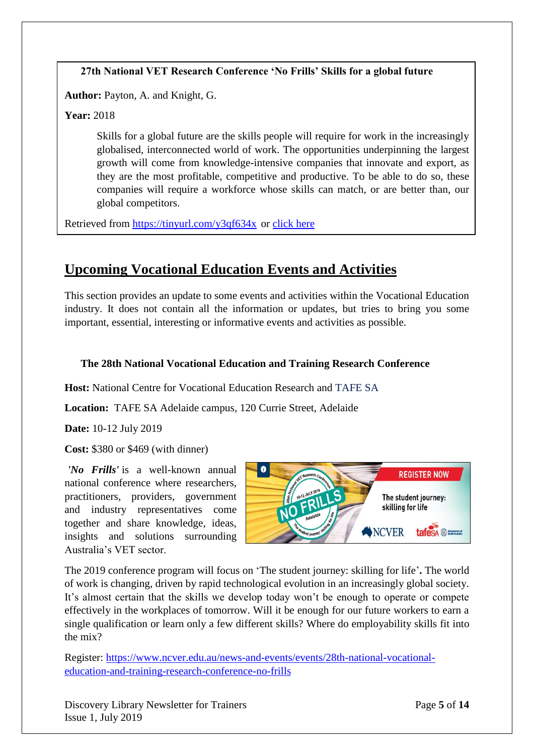**27th National VET Research Conference 'No Frills' Skills for a global future**

**Author:** Payton, A. and Knight, G.

**Year:** 2018

> Skills for a global future are the skills people will require for work in the increasingly globalised, interconnected world of work. The opportunities underpinning the largest growth will come from knowledge-intensive companies that innovate and export, as they are the most profitable, competitive and productive. To be able to do so, these companies will require a workforce whose skills can match, or are better than, our global competitors.

Retrieved from https://tinyurl.com/y3qf634x or click here

## Upcoming Vocational Education Events and Activities

This section provides an update to some events and activities within the Vocational Education industry. It does not contain all the information or updates, but tries to bring you some important, essential, interesting or informative events and activities as possible.

**The 28th National Vocational Education and Training Research Conference**

**Host:** National Centre for Vocational Education Research and TAFE SA

**Location:** TAFE SA Adelaide campus, 120 Currie Street, Adelaide

**Date:** 10-12 July 2019

**Cost:** $380 or $469 (with dinner)

***'No Frills'*** is a well-known annual national conference where researchers, practitioners, providers, government and industry representatives come together and share knowledge, ideas, insights and solutions surrounding Australia's VET sector.

The 2019 conference program will focus on 'The student journey: skilling for life'**.** The world of work is changing, driven by rapid technological evolution in an increasingly global society. It's almost certain that the skills we develop today won't be enough to operate or compete effectively in the workplaces of tomorrow. Will it be enough for our future workers to earn a single qualification or learn only a few different skills? Where do employability skills fit into the mix?

Register: https://www.ncver.edu.au/news-and-events/events/28th-national-vocational-education-and-training-research-conference-no-frills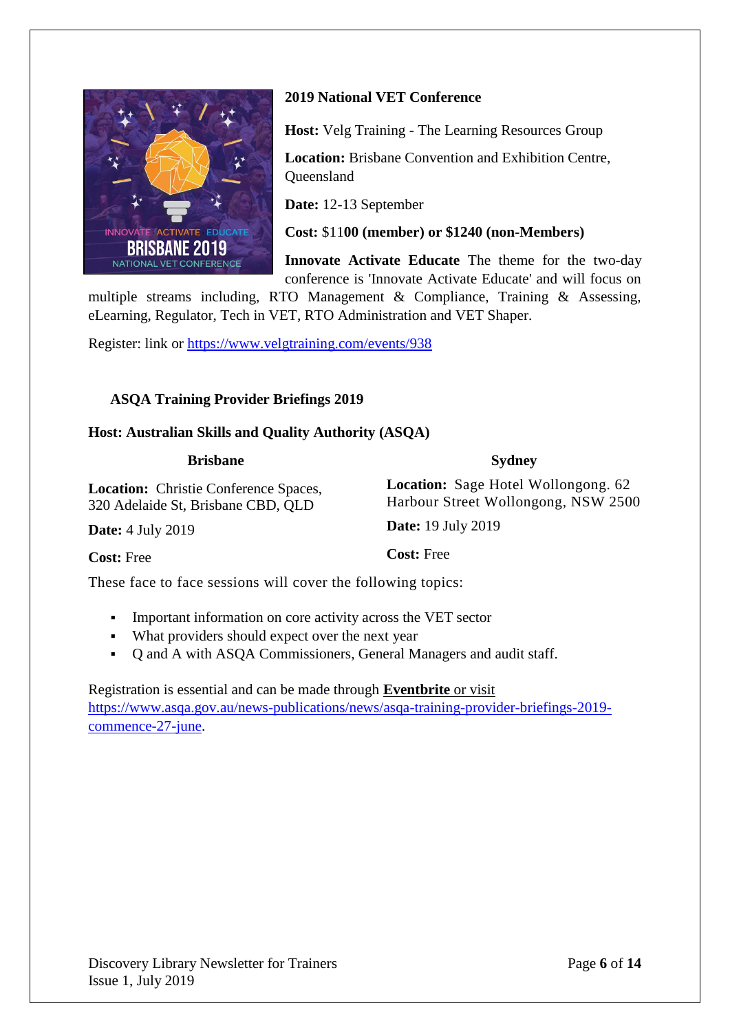## 2019 National VET Conference

**Host:** Velg Training - The Learning Resources Group

**Location:** Brisbane Convention and Exhibition Centre, Queensland

**Date:** 12-13 September

**Cost:** $11**00 (member) or $1240 (non-Members)**

**Innovate Activate Educate** The theme for the two-day conference is 'Innovate Activate Educate' and will focus on multiple streams including, RTO Management & Compliance, Training & Assessing, eLearning, Regulator, Tech in VET, RTO Administration and VET Shaper.

Register: link or https://www.velgtraining.com/events/938

## ASQA Training Provider Briefings 2019

**Host: Australian Skills and Quality Authority (ASQA)**

**Brisbane**

**Location:** Christie Conference Spaces, 320 Adelaide St, Brisbane CBD, QLD

**Date:** 4 July 2019

**Cost:** Free

**Sydney**

**Location:** Sage Hotel Wollongong. 62 Harbour Street Wollongong, NSW 2500

**Date:** 19 July 2019

**Cost:** Free

These face to face sessions will cover the following topics:

- Important information on core activity across the VET sector
- What providers should expect over the next year
- Q and A with ASQA Commissioners, General Managers and audit staff.

Registration is essential and can be made through **Eventbrite** or visit https://www.asqa.gov.au/news-publications/news/asqa-training-provider-briefings-2019-commence-27-june.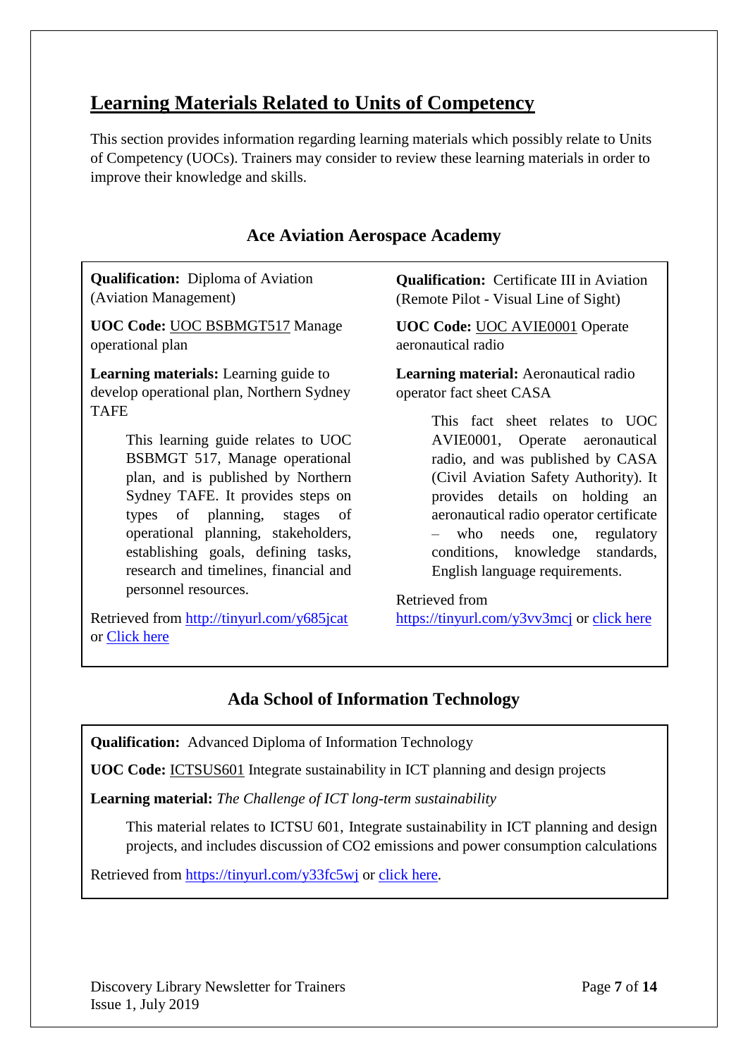# Learning Materials Related to Units of Competency

This section provides information regarding learning materials which possibly relate to Units of Competency (UOCs). Trainers may consider to review these learning materials in order to improve their knowledge and skills.

## Ace Aviation Aerospace Academy

**Qualification:** Diploma of Aviation (Aviation Management)

**UOC Code:** UOC BSBMGT517 Manage operational plan

**Learning materials:** Learning guide to develop operational plan, Northern Sydney TAFE

> This learning guide relates to UOC BSBMGT 517, Manage operational plan, and is published by Northern Sydney TAFE. It provides steps on types of planning, stages of operational planning, stakeholders, establishing goals, defining tasks, research and timelines, financial and personnel resources.

Retrieved from http://tinyurl.com/y685jcat or Click here

**Qualification:** Certificate III in Aviation (Remote Pilot - Visual Line of Sight)

**UOC Code:** UOC AVIE0001 Operate aeronautical radio

**Learning material:** Aeronautical radio operator fact sheet CASA

> This fact sheet relates to UOC AVIE0001, Operate aeronautical radio, and was published by CASA (Civil Aviation Safety Authority). It provides details on holding an aeronautical radio operator certificate – who needs one, regulatory conditions, knowledge standards, English language requirements.

Retrieved from https://tinyurl.com/y3vv3mcj or click here

## Ada School of Information Technology

**Qualification:** Advanced Diploma of Information Technology

**UOC Code:** ICTSUS601 Integrate sustainability in ICT planning and design projects

**Learning material:** *The Challenge of ICT long-term sustainability*

> This material relates to ICTSU 601, Integrate sustainability in ICT planning and design projects, and includes discussion of CO2 emissions and power consumption calculations

Retrieved from https://tinyurl.com/y33fc5wj or click here.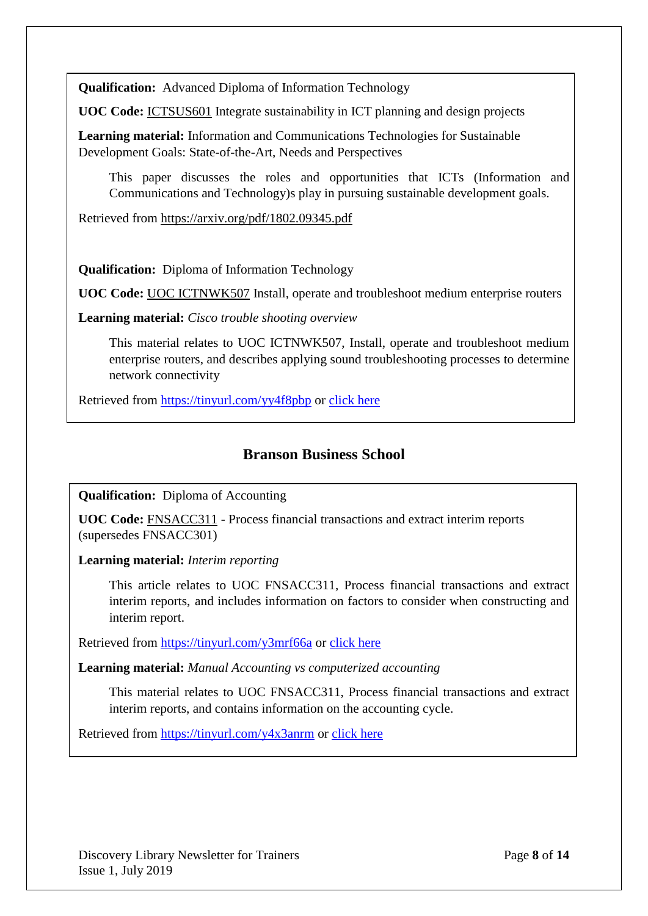**Qualification:** Advanced Diploma of Information Technology

**UOC Code:** ICTSUS601 Integrate sustainability in ICT planning and design projects

**Learning material:** Information and Communications Technologies for Sustainable Development Goals: State-of-the-Art, Needs and Perspectives

> This paper discusses the roles and opportunities that ICTs (Information and Communications and Technology)s play in pursuing sustainable development goals.

Retrieved from https://arxiv.org/pdf/1802.09345.pdf

**Qualification:** Diploma of Information Technology

**UOC Code:** UOC ICTNWK507 Install, operate and troubleshoot medium enterprise routers

**Learning material:** *Cisco trouble shooting overview*

> This material relates to UOC ICTNWK507, Install, operate and troubleshoot medium enterprise routers, and describes applying sound troubleshooting processes to determine network connectivity

Retrieved from https://tinyurl.com/yy4f8pbp or click here

## Branson Business School

**Qualification:** Diploma of Accounting

**UOC Code:** FNSACC311 - Process financial transactions and extract interim reports (supersedes FNSACC301)

**Learning material:** *Interim reporting*

> This article relates to UOC FNSACC311, Process financial transactions and extract interim reports, and includes information on factors to consider when constructing and interim report.

Retrieved from https://tinyurl.com/y3mrf66a or click here

**Learning material:** *Manual Accounting vs computerized accounting*

> This material relates to UOC FNSACC311, Process financial transactions and extract interim reports, and contains information on the accounting cycle.

Retrieved from https://tinyurl.com/y4x3anrm or click here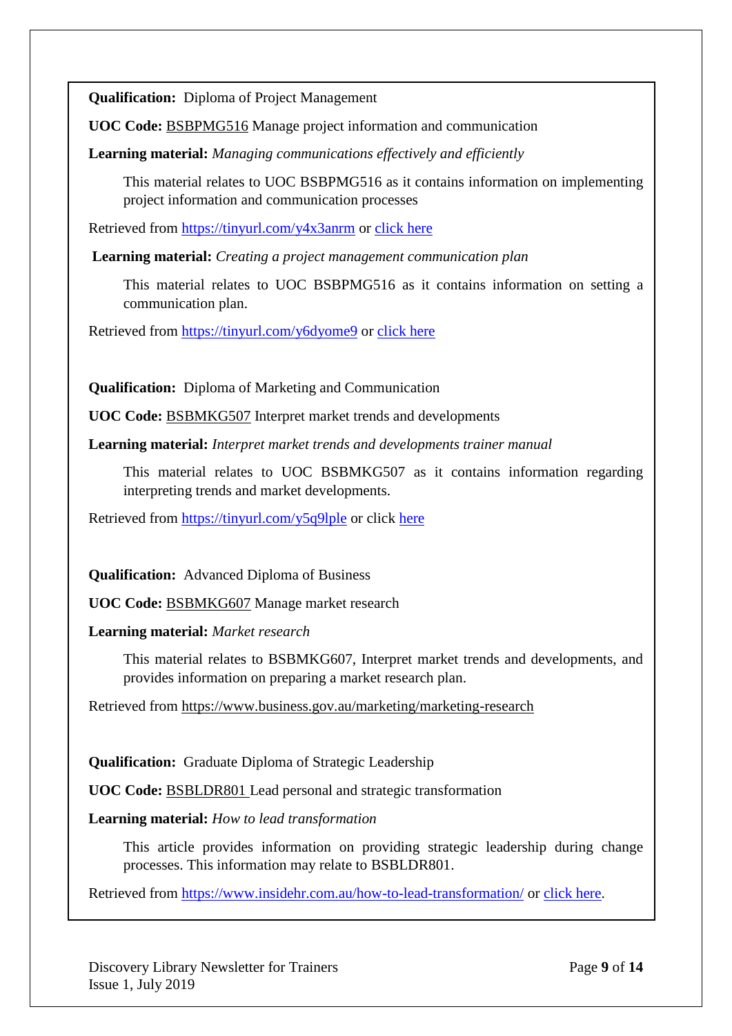**Qualification:** Diploma of Project Management

**UOC Code:** BSBPMG516 Manage project information and communication

**Learning material:** *Managing communications effectively and efficiently*

> This material relates to UOC BSBPMG516 as it contains information on implementing project information and communication processes

Retrieved from https://tinyurl.com/y4x3anrm or click here

**Learning material:** *Creating a project management communication plan*

> This material relates to UOC BSBPMG516 as it contains information on setting a communication plan.

Retrieved from https://tinyurl.com/y6dyome9 or click here

**Qualification:** Diploma of Marketing and Communication

**UOC Code:** BSBMKG507 Interpret market trends and developments

**Learning material:** *Interpret market trends and developments trainer manual*

> This material relates to UOC BSBMKG507 as it contains information regarding interpreting trends and market developments.

Retrieved from https://tinyurl.com/y5q9lple or click here

**Qualification:** Advanced Diploma of Business

**UOC Code:** BSBMKG607 Manage market research

**Learning material:** *Market research*

> This material relates to BSBMKG607, Interpret market trends and developments, and provides information on preparing a market research plan.

Retrieved from https://www.business.gov.au/marketing/marketing-research

**Qualification:** Graduate Diploma of Strategic Leadership

**UOC Code:** BSBLDR801 Lead personal and strategic transformation

**Learning material:** *How to lead transformation*

> This article provides information on providing strategic leadership during change processes. This information may relate to BSBLDR801.

Retrieved from https://www.insidehr.com.au/how-to-lead-transformation/ or click here.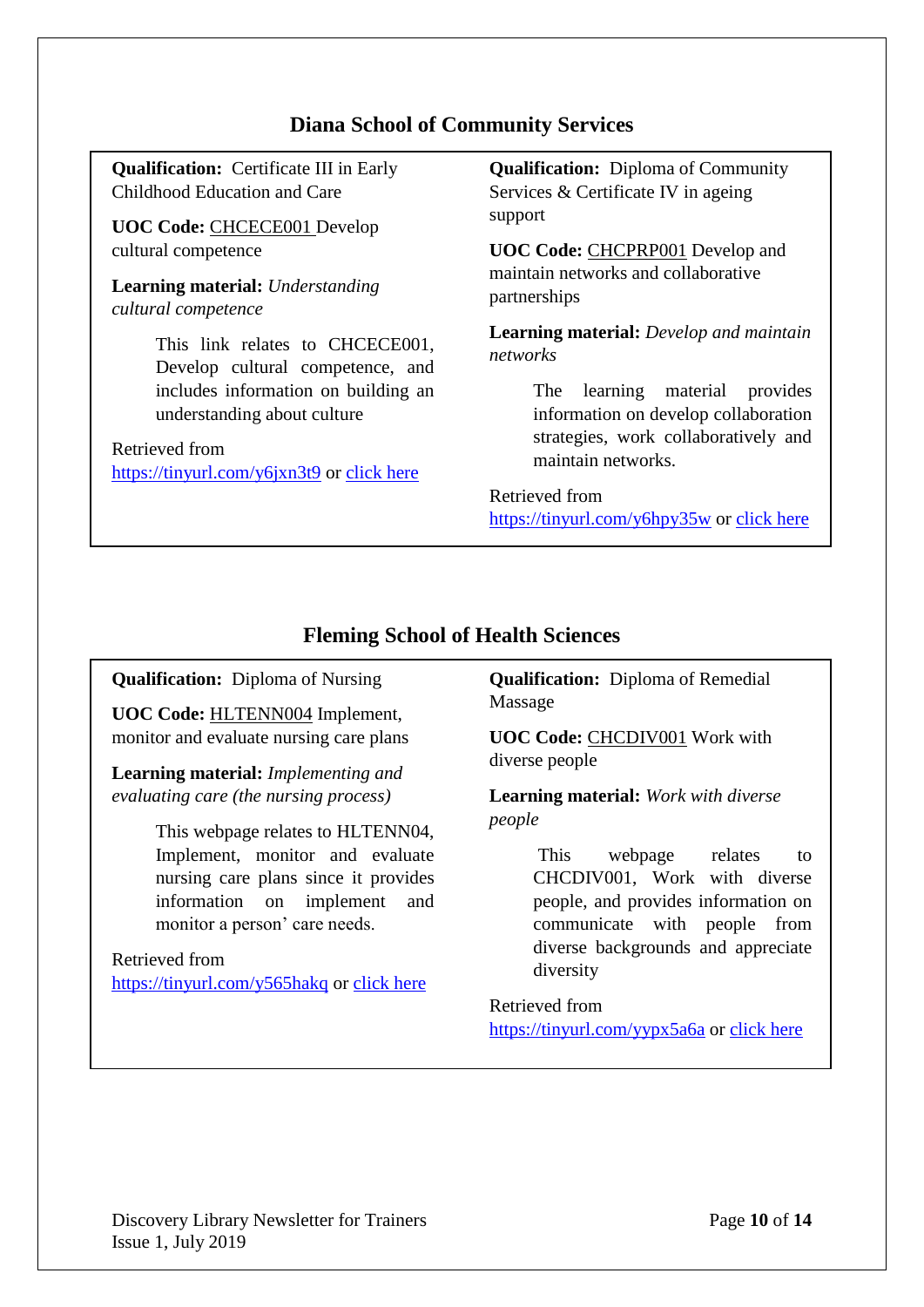## Diana School of Community Services

**Qualification:** Certificate III in Early Childhood Education and Care

**UOC Code:** CHCECE001 Develop cultural competence

**Learning material:** *Understanding cultural competence*

> This link relates to CHCECE001, Develop cultural competence, and includes information on building an understanding about culture

Retrieved from https://tinyurl.com/y6jxn3t9 or click here

**Qualification:** Diploma of Community Services & Certificate IV in ageing support

**UOC Code:** CHCPRP001 Develop and maintain networks and collaborative partnerships

**Learning material:** *Develop and maintain networks*

> The learning material provides information on develop collaboration strategies, work collaboratively and maintain networks.

Retrieved from https://tinyurl.com/y6hpy35w or click here

## Fleming School of Health Sciences

**Qualification:** Diploma of Nursing

**UOC Code:** HLTENN004 Implement, monitor and evaluate nursing care plans

**Learning material:** *Implementing and evaluating care (the nursing process)*

> This webpage relates to HLTENN04, Implement, monitor and evaluate nursing care plans since it provides information on implement and monitor a person' care needs.

Retrieved from https://tinyurl.com/y565hakq or click here

**Qualification:** Diploma of Remedial Massage

**UOC Code:** CHCDIV001 Work with diverse people

**Learning material:** *Work with diverse people*

> This webpage relates to CHCDIV001, Work with diverse people, and provides information on communicate with people from diverse backgrounds and appreciate diversity

Retrieved from https://tinyurl.com/yypx5a6a or click here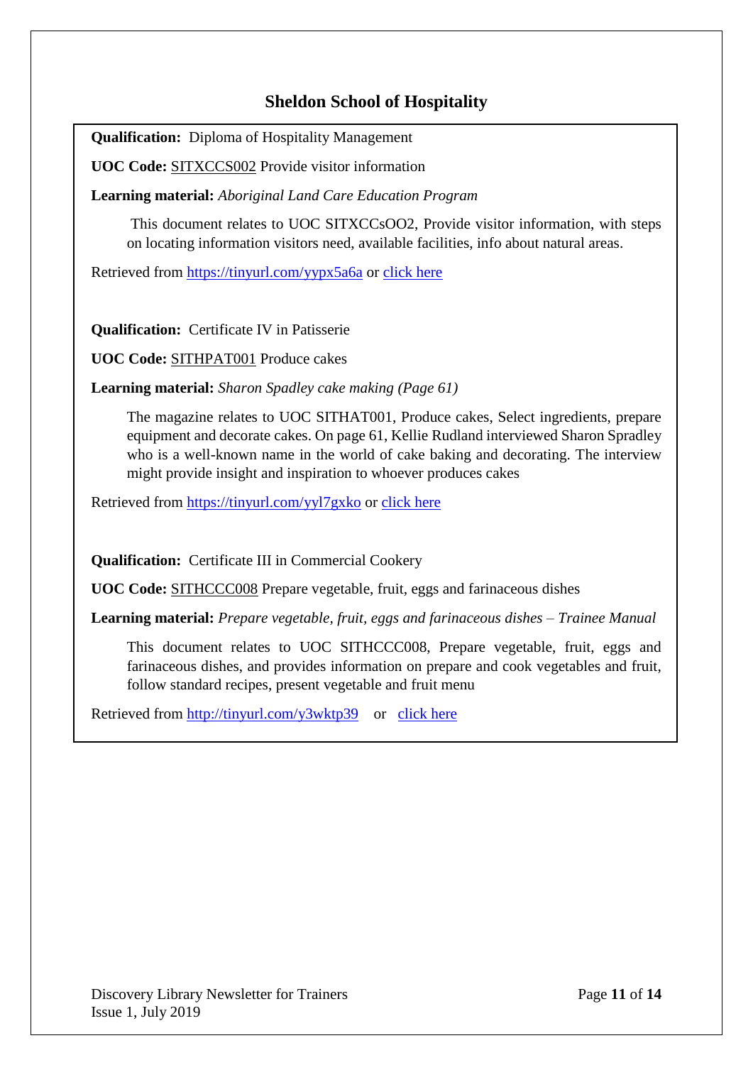## Sheldon School of Hospitality

**Qualification:** Diploma of Hospitality Management

**UOC Code:** SITXCCS002 Provide visitor information

**Learning material:** *Aboriginal Land Care Education Program*

This document relates to UOC SITXCCsOO2, Provide visitor information, with steps on locating information visitors need, available facilities, info about natural areas.

Retrieved from https://tinyurl.com/yypx5a6a or click here

**Qualification:** Certificate IV in Patisserie

**UOC Code:** SITHPAT001 Produce cakes

**Learning material:** *Sharon Spadley cake making (Page 61)*

The magazine relates to UOC SITHAT001, Produce cakes, Select ingredients, prepare equipment and decorate cakes. On page 61, Kellie Rudland interviewed Sharon Spradley who is a well-known name in the world of cake baking and decorating. The interview might provide insight and inspiration to whoever produces cakes

Retrieved from https://tinyurl.com/yyl7gxko or click here

**Qualification:** Certificate III in Commercial Cookery

**UOC Code:** SITHCCC008 Prepare vegetable, fruit, eggs and farinaceous dishes

**Learning material:** *Prepare vegetable, fruit, eggs and farinaceous dishes – Trainee Manual*

This document relates to UOC SITHCCC008, Prepare vegetable, fruit, eggs and farinaceous dishes, and provides information on prepare and cook vegetables and fruit, follow standard recipes, present vegetable and fruit menu

Retrieved from http://tinyurl.com/y3wktp39 or click here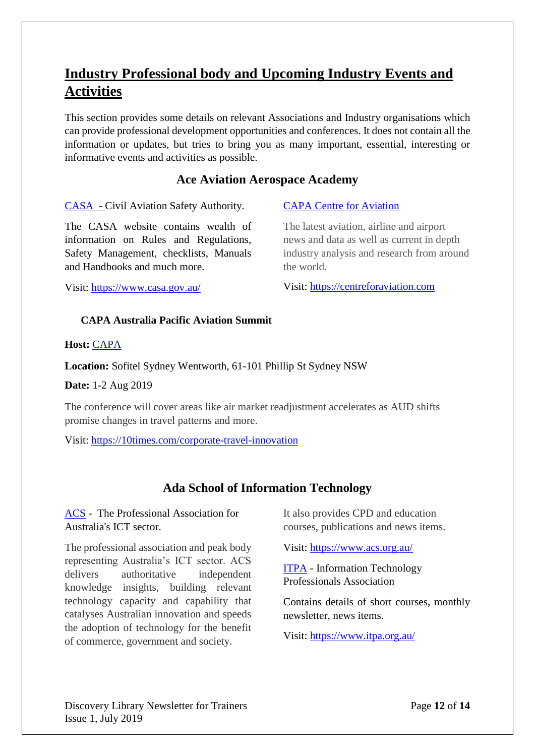## Industry Professional body and Upcoming Industry Events and Activities

This section provides some details on relevant Associations and Industry organisations which can provide professional development opportunities and conferences. It does not contain all the information or updates, but tries to bring you as many important, essential, interesting or informative events and activities as possible.

### Ace Aviation Aerospace Academy

CASA - Civil Aviation Safety Authority.

The CASA website contains wealth of information on Rules and Regulations, Safety Management, checklists, Manuals and Handbooks and much more.

Visit: https://www.casa.gov.au/

CAPA Centre for Aviation

The latest aviation, airline and airport news and data as well as current in depth industry analysis and research from around the world.

Visit: https://centreforaviation.com

**CAPA Australia Pacific Aviation Summit**

**Host:** CAPA

**Location:** Sofitel Sydney Wentworth, 61-101 Phillip St Sydney NSW

**Date:** 1-2 Aug 2019

The conference will cover areas like air market readjustment accelerates as AUD shifts promise changes in travel patterns and more.

Visit: https://10times.com/corporate-travel-innovation

### Ada School of Information Technology

ACS - The Professional Association for Australia's ICT sector.

The professional association and peak body representing Australia's ICT sector. ACS delivers authoritative independent knowledge insights, building relevant technology capacity and capability that catalyses Australian innovation and speeds the adoption of technology for the benefit of commerce, government and society.

It also provides CPD and education courses, publications and news items.

Visit: https://www.acs.org.au/

ITPA - Information Technology Professionals Association

Contains details of short courses, monthly newsletter, news items.

Visit: https://www.itpa.org.au/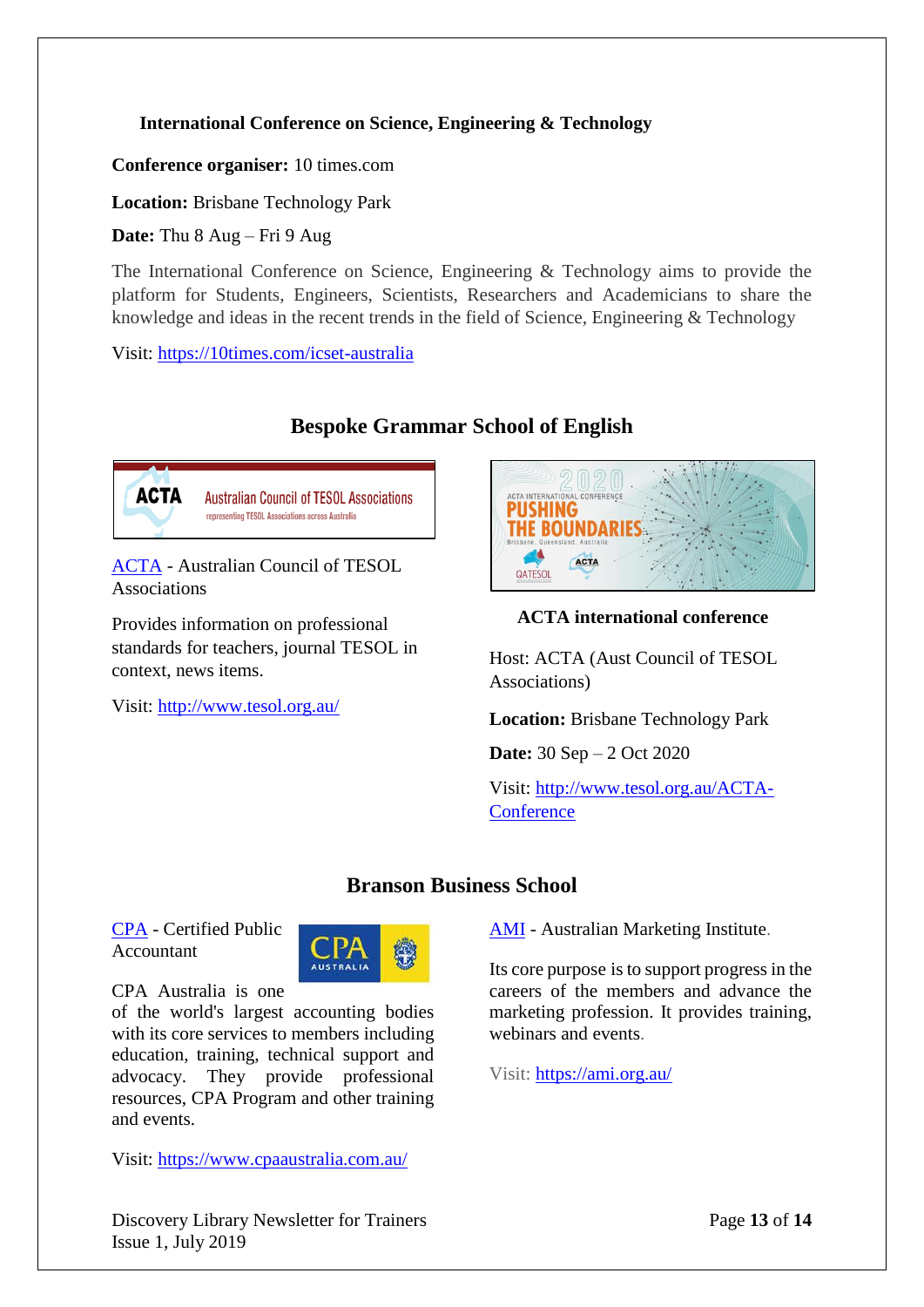### International Conference on Science, Engineering & Technology

**Conference organiser:** 10 times.com

**Location:** Brisbane Technology Park

**Date:** Thu 8 Aug – Fri 9 Aug

The International Conference on Science, Engineering & Technology aims to provide the platform for Students, Engineers, Scientists, Researchers and Academicians to share the knowledge and ideas in the recent trends in the field of Science, Engineering & Technology

Visit: https://10times.com/icset-australia

## Bespoke Grammar School of English

ACTA - Australian Council of TESOL Associations

Provides information on professional standards for teachers, journal TESOL in context, news items.

Visit: http://www.tesol.org.au/

**ACTA international conference**

Host: ACTA (Aust Council of TESOL Associations)

**Location:** Brisbane Technology Park

**Date:** 30 Sep – 2 Oct 2020

Visit: http://www.tesol.org.au/ACTA-Conference

## Branson Business School

CPA - Certified Public Accountant

CPA Australia is one of the world's largest accounting bodies with its core services to members including education, training, technical support and advocacy. They provide professional resources, CPA Program and other training and events.

Visit: https://www.cpaaustralia.com.au/

AMI - Australian Marketing Institute.

Its core purpose is to support progress in the careers of the members and advance the marketing profession. It provides training, webinars and events.

Visit: https://ami.org.au/

Discovery Library Newsletter for Trainers
Issue 1, July 2019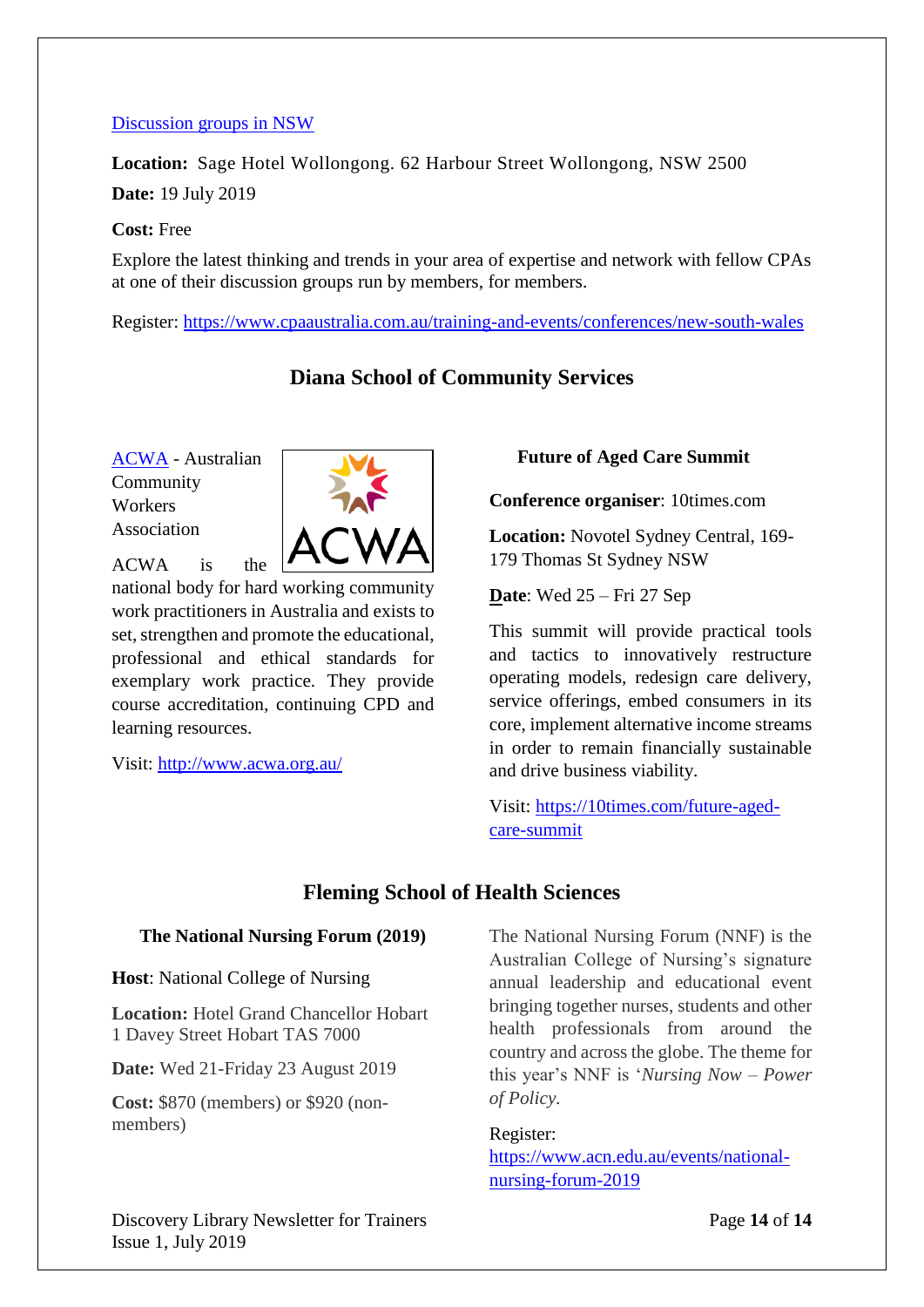[Discussion groups in NSW](https://www.cpaaustralia.com.au/training-and-events/conferences/new-south-wales)

**Location:** Sage Hotel Wollongong. 62 Harbour Street Wollongong, NSW 2500

**Date:** 19 July 2019

**Cost:** Free

Explore the latest thinking and trends in your area of expertise and network with fellow CPAs at one of their discussion groups run by members, for members.

Register: https://www.cpaaustralia.com.au/training-and-events/conferences/new-south-wales

## Diana School of Community Services

ACWA - Australian Community Workers Association

ACWA is the national body for hard working community work practitioners in Australia and exists to set, strengthen and promote the educational, professional and ethical standards for exemplary work practice. They provide course accreditation, continuing CPD and learning resources.

Visit: http://www.acwa.org.au/

### Future of Aged Care Summit

**Conference organiser**: 10times.com

**Location:** Novotel Sydney Central, 169-179 Thomas St Sydney NSW

**Date**: Wed 25 – Fri 27 Sep

This summit will provide practical tools and tactics to innovatively restructure operating models, redesign care delivery, service offerings, embed consumers in its core, implement alternative income streams in order to remain financially sustainable and drive business viability.

Visit: https://10times.com/future-aged-care-summit

## Fleming School of Health Sciences

### The National Nursing Forum (2019)

**Host**: National College of Nursing

**Location:** Hotel Grand Chancellor Hobart 1 Davey Street Hobart TAS 7000

**Date:** Wed 21-Friday 23 August 2019

**Cost:** $870 (members) or $920 (non-members)

The National Nursing Forum (NNF) is the Australian College of Nursing's signature annual leadership and educational event bringing together nurses, students and other health professionals from around the country and across the globe. The theme for this year's NNF is '*Nursing Now – Power of Policy.*

Register: https://www.acn.edu.au/events/national-nursing-forum-2019

Discovery Library Newsletter for Trainers
Issue 1, July 2019